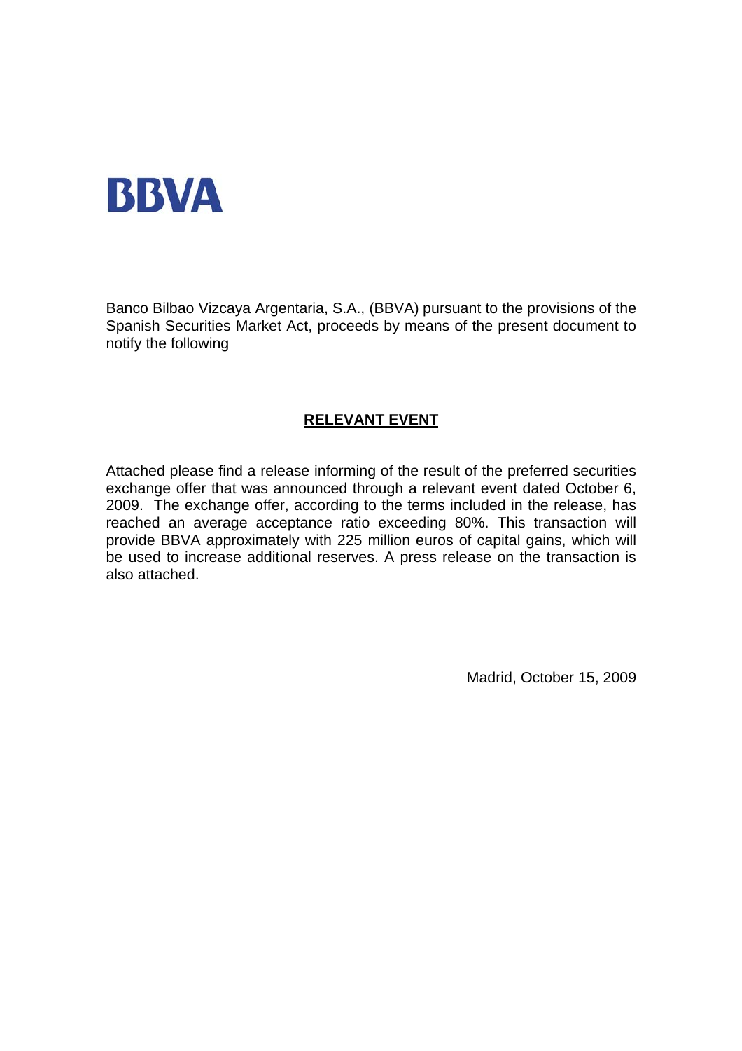BBVA

Banco Bilbao Vizcaya Argentaria, S.A., (BBVA) pursuant to the provisions of the Spanish Securities Market Act, proceeds by means of the present document to notify the following

## RELEVANT EVENT

Attached please find a release informing of the result of the preferred securities exchange offer that was announced through a relevant event dated October 6, 2009. The exchange offer, according to the terms included in the release, has reached an average acceptance ratio exceeding 80%. This transaction will provide BBVA approximately with 225 million euros of capital gains, which will be used to increase additional reserves. A press release on the transaction is also attached.

Madrid, October 15, 2009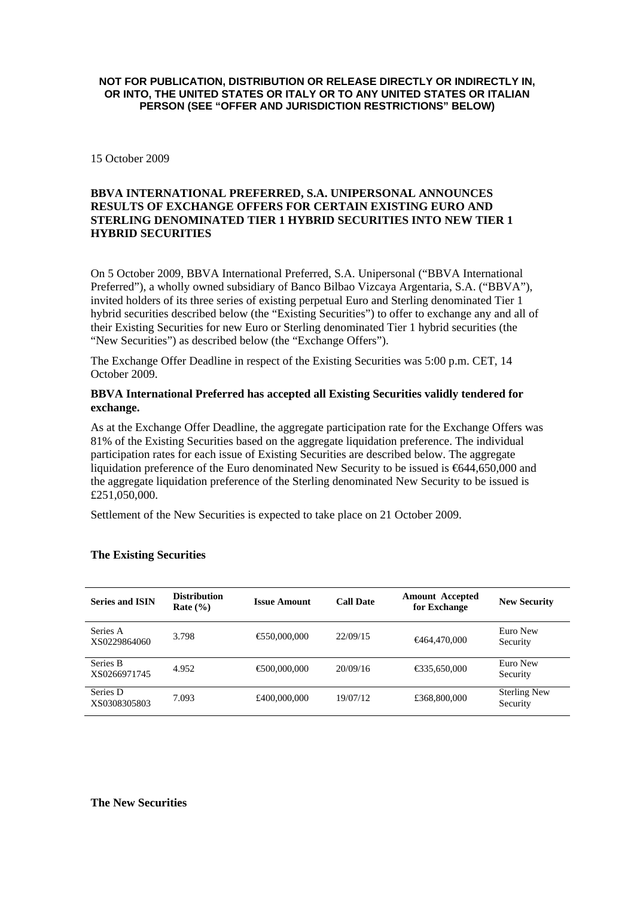**NOT FOR PUBLICATION, DISTRIBUTION OR RELEASE DIRECTLY OR INDIRECTLY IN, OR INTO, THE UNITED STATES OR ITALY OR TO ANY UNITED STATES OR ITALIAN PERSON (SEE "OFFER AND JURISDICTION RESTRICTIONS" BELOW)**

15 October 2009

**BBVA INTERNATIONAL PREFERRED, S.A. UNIPERSONAL ANNOUNCES RESULTS OF EXCHANGE OFFERS FOR CERTAIN EXISTING EURO AND STERLING DENOMINATED TIER 1 HYBRID SECURITIES INTO NEW TIER 1 HYBRID SECURITIES**

On 5 October 2009, BBVA International Preferred, S.A. Unipersonal ("BBVA International Preferred"), a wholly owned subsidiary of Banco Bilbao Vizcaya Argentaria, S.A. ("BBVA"), invited holders of its three series of existing perpetual Euro and Sterling denominated Tier 1 hybrid securities described below (the "Existing Securities") to offer to exchange any and all of their Existing Securities for new Euro or Sterling denominated Tier 1 hybrid securities (the "New Securities") as described below (the "Exchange Offers").

The Exchange Offer Deadline in respect of the Existing Securities was 5:00 p.m. CET, 14 October 2009.

**BBVA International Preferred has accepted all Existing Securities validly tendered for exchange.**

As at the Exchange Offer Deadline, the aggregate participation rate for the Exchange Offers was 81% of the Existing Securities based on the aggregate liquidation preference. The individual participation rates for each issue of Existing Securities are described below. The aggregate liquidation preference of the Euro denominated New Security to be issued is €644,650,000 and the aggregate liquidation preference of the Sterling denominated New Security to be issued is £251,050,000.

Settlement of the New Securities is expected to take place on 21 October 2009.

**The Existing Securities**

| Series and ISIN | Distribution Rate (%) | Issue Amount | Call Date | Amount Accepted for Exchange | New Security |
|---|---|---|---|---|---|
| Series A XS0229864060 | 3.798 | €550,000,000 | 22/09/15 | €464,470,000 | Euro New Security |
| Series B XS0266971745 | 4.952 | €500,000,000 | 20/09/16 | €335,650,000 | Euro New Security |
| Series D XS0308305803 | 7.093 | £400,000,000 | 19/07/12 | £368,800,000 | Sterling New Security |

**The New Securities**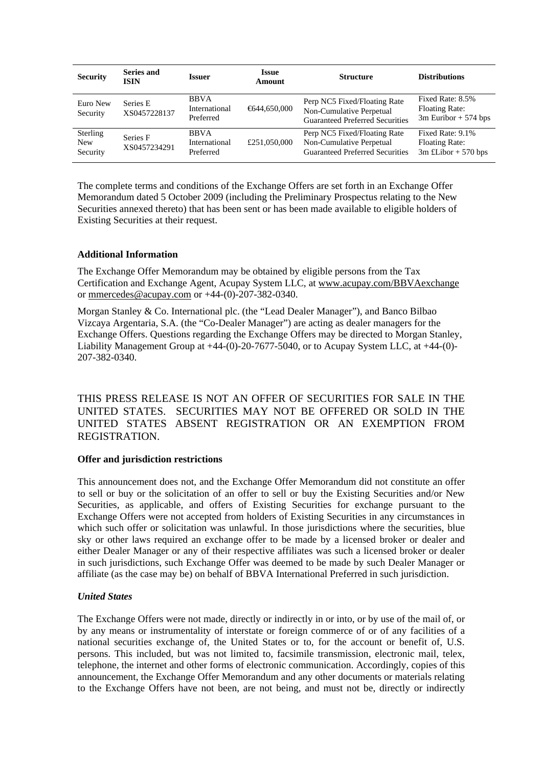| Security | Series and ISIN | Issuer | Issue Amount | Structure | Distributions |
|---|---|---|---|---|---|
| Euro New Security | Series E XS0457228137 | BBVA International Preferred | €644,650,000 | Perp NC5 Fixed/Floating Rate Non-Cumulative Perpetual Guaranteed Preferred Securities | Fixed Rate: 8.5% Floating Rate: 3m Euribor + 574 bps |
| Sterling New Security | Series F XS0457234291 | BBVA International Preferred | £251,050,000 | Perp NC5 Fixed/Floating Rate Non-Cumulative Perpetual Guaranteed Preferred Securities | Fixed Rate: 9.1% Floating Rate: 3m £Libor + 570 bps |

The complete terms and conditions of the Exchange Offers are set forth in an Exchange Offer Memorandum dated 5 October 2009 (including the Preliminary Prospectus relating to the New Securities annexed thereto) that has been sent or has been made available to eligible holders of Existing Securities at their request.

**Additional Information**

The Exchange Offer Memorandum may be obtained by eligible persons from the Tax Certification and Exchange Agent, Acupay System LLC, at www.acupay.com/BBVAexchange or mmercedes@acupay.com or +44-(0)-207-382-0340.

Morgan Stanley & Co. International plc. (the "Lead Dealer Manager"), and Banco Bilbao Vizcaya Argentaria, S.A. (the "Co-Dealer Manager") are acting as dealer managers for the Exchange Offers. Questions regarding the Exchange Offers may be directed to Morgan Stanley, Liability Management Group at +44-(0)-20-7677-5040, or to Acupay System LLC, at +44-(0)-207-382-0340.

THIS PRESS RELEASE IS NOT AN OFFER OF SECURITIES FOR SALE IN THE UNITED STATES. SECURITIES MAY NOT BE OFFERED OR SOLD IN THE UNITED STATES ABSENT REGISTRATION OR AN EXEMPTION FROM REGISTRATION.

**Offer and jurisdiction restrictions**

This announcement does not, and the Exchange Offer Memorandum did not constitute an offer to sell or buy or the solicitation of an offer to sell or buy the Existing Securities and/or New Securities, as applicable, and offers of Existing Securities for exchange pursuant to the Exchange Offers were not accepted from holders of Existing Securities in any circumstances in which such offer or solicitation was unlawful. In those jurisdictions where the securities, blue sky or other laws required an exchange offer to be made by a licensed broker or dealer and either Dealer Manager or any of their respective affiliates was such a licensed broker or dealer in such jurisdictions, such Exchange Offer was deemed to be made by such Dealer Manager or affiliate (as the case may be) on behalf of BBVA International Preferred in such jurisdiction.

***United States***

The Exchange Offers were not made, directly or indirectly in or into, or by use of the mail of, or by any means or instrumentality of interstate or foreign commerce of or of any facilities of a national securities exchange of, the United States or to, for the account or benefit of, U.S. persons. This included, but was not limited to, facsimile transmission, electronic mail, telex, telephone, the internet and other forms of electronic communication. Accordingly, copies of this announcement, the Exchange Offer Memorandum and any other documents or materials relating to the Exchange Offers have not been, are not being, and must not be, directly or indirectly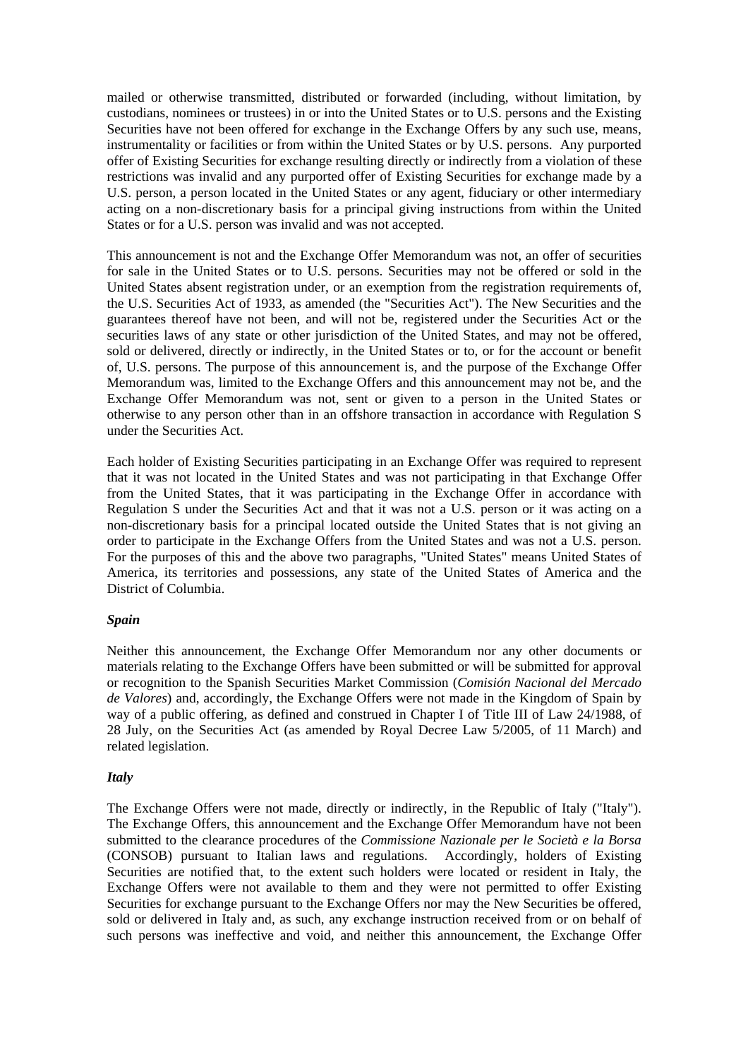mailed or otherwise transmitted, distributed or forwarded (including, without limitation, by custodians, nominees or trustees) in or into the United States or to U.S. persons and the Existing Securities have not been offered for exchange in the Exchange Offers by any such use, means, instrumentality or facilities or from within the United States or by U.S. persons. Any purported offer of Existing Securities for exchange resulting directly or indirectly from a violation of these restrictions was invalid and any purported offer of Existing Securities for exchange made by a U.S. person, a person located in the United States or any agent, fiduciary or other intermediary acting on a non-discretionary basis for a principal giving instructions from within the United States or for a U.S. person was invalid and was not accepted.

This announcement is not and the Exchange Offer Memorandum was not, an offer of securities for sale in the United States or to U.S. persons. Securities may not be offered or sold in the United States absent registration under, or an exemption from the registration requirements of, the U.S. Securities Act of 1933, as amended (the "Securities Act"). The New Securities and the guarantees thereof have not been, and will not be, registered under the Securities Act or the securities laws of any state or other jurisdiction of the United States, and may not be offered, sold or delivered, directly or indirectly, in the United States or to, or for the account or benefit of, U.S. persons. The purpose of this announcement is, and the purpose of the Exchange Offer Memorandum was, limited to the Exchange Offers and this announcement may not be, and the Exchange Offer Memorandum was not, sent or given to a person in the United States or otherwise to any person other than in an offshore transaction in accordance with Regulation S under the Securities Act.

Each holder of Existing Securities participating in an Exchange Offer was required to represent that it was not located in the United States and was not participating in that Exchange Offer from the United States, that it was participating in the Exchange Offer in accordance with Regulation S under the Securities Act and that it was not a U.S. person or it was acting on a non-discretionary basis for a principal located outside the United States that is not giving an order to participate in the Exchange Offers from the United States and was not a U.S. person. For the purposes of this and the above two paragraphs, "United States" means United States of America, its territories and possessions, any state of the United States of America and the District of Columbia.

***Spain***

Neither this announcement, the Exchange Offer Memorandum nor any other documents or materials relating to the Exchange Offers have been submitted or will be submitted for approval or recognition to the Spanish Securities Market Commission (*Comisión Nacional del Mercado de Valores*) and, accordingly, the Exchange Offers were not made in the Kingdom of Spain by way of a public offering, as defined and construed in Chapter I of Title III of Law 24/1988, of 28 July, on the Securities Act (as amended by Royal Decree Law 5/2005, of 11 March) and related legislation.

***Italy***

The Exchange Offers were not made, directly or indirectly, in the Republic of Italy ("Italy"). The Exchange Offers, this announcement and the Exchange Offer Memorandum have not been submitted to the clearance procedures of the *Commissione Nazionale per le Società e la Borsa* (CONSOB) pursuant to Italian laws and regulations. Accordingly, holders of Existing Securities are notified that, to the extent such holders were located or resident in Italy, the Exchange Offers were not available to them and they were not permitted to offer Existing Securities for exchange pursuant to the Exchange Offers nor may the New Securities be offered, sold or delivered in Italy and, as such, any exchange instruction received from or on behalf of such persons was ineffective and void, and neither this announcement, the Exchange Offer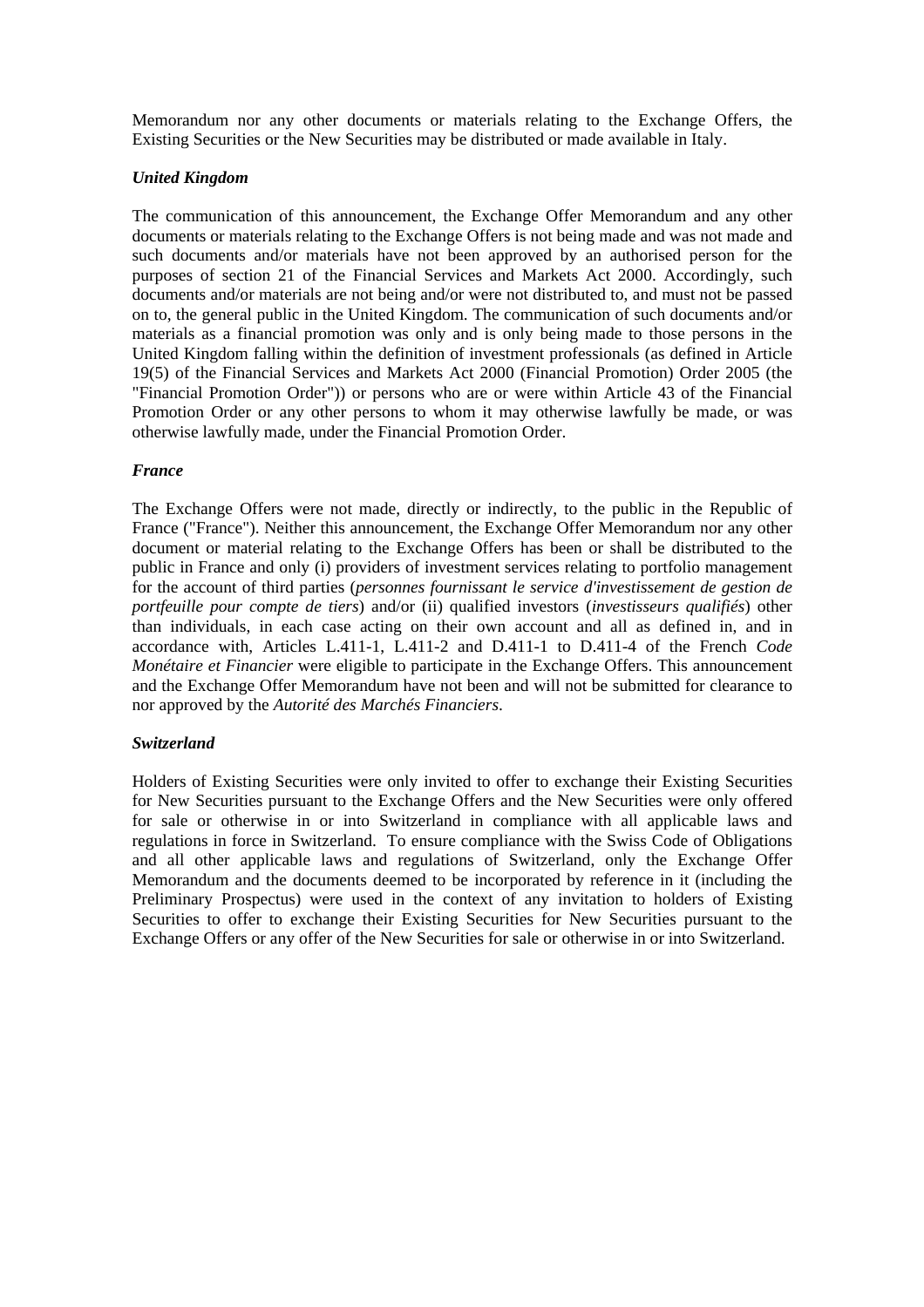Memorandum nor any other documents or materials relating to the Exchange Offers, the Existing Securities or the New Securities may be distributed or made available in Italy.

***United Kingdom***

The communication of this announcement, the Exchange Offer Memorandum and any other documents or materials relating to the Exchange Offers is not being made and was not made and such documents and/or materials have not been approved by an authorised person for the purposes of section 21 of the Financial Services and Markets Act 2000. Accordingly, such documents and/or materials are not being and/or were not distributed to, and must not be passed on to, the general public in the United Kingdom. The communication of such documents and/or materials as a financial promotion was only and is only being made to those persons in the United Kingdom falling within the definition of investment professionals (as defined in Article 19(5) of the Financial Services and Markets Act 2000 (Financial Promotion) Order 2005 (the "Financial Promotion Order")) or persons who are or were within Article 43 of the Financial Promotion Order or any other persons to whom it may otherwise lawfully be made, or was otherwise lawfully made, under the Financial Promotion Order.

***France***

The Exchange Offers were not made, directly or indirectly, to the public in the Republic of France ("France"). Neither this announcement, the Exchange Offer Memorandum nor any other document or material relating to the Exchange Offers has been or shall be distributed to the public in France and only (i) providers of investment services relating to portfolio management for the account of third parties (*personnes fournissant le service d'investissement de gestion de portfeuille pour compte de tiers*) and/or (ii) qualified investors (*investisseurs qualifiés*) other than individuals, in each case acting on their own account and all as defined in, and in accordance with, Articles L.411-1, L.411-2 and D.411-1 to D.411-4 of the French *Code Monétaire et Financier* were eligible to participate in the Exchange Offers. This announcement and the Exchange Offer Memorandum have not been and will not be submitted for clearance to nor approved by the *Autorité des Marchés Financiers*.

***Switzerland***

Holders of Existing Securities were only invited to offer to exchange their Existing Securities for New Securities pursuant to the Exchange Offers and the New Securities were only offered for sale or otherwise in or into Switzerland in compliance with all applicable laws and regulations in force in Switzerland. To ensure compliance with the Swiss Code of Obligations and all other applicable laws and regulations of Switzerland, only the Exchange Offer Memorandum and the documents deemed to be incorporated by reference in it (including the Preliminary Prospectus) were used in the context of any invitation to holders of Existing Securities to offer to exchange their Existing Securities for New Securities pursuant to the Exchange Offers or any offer of the New Securities for sale or otherwise in or into Switzerland.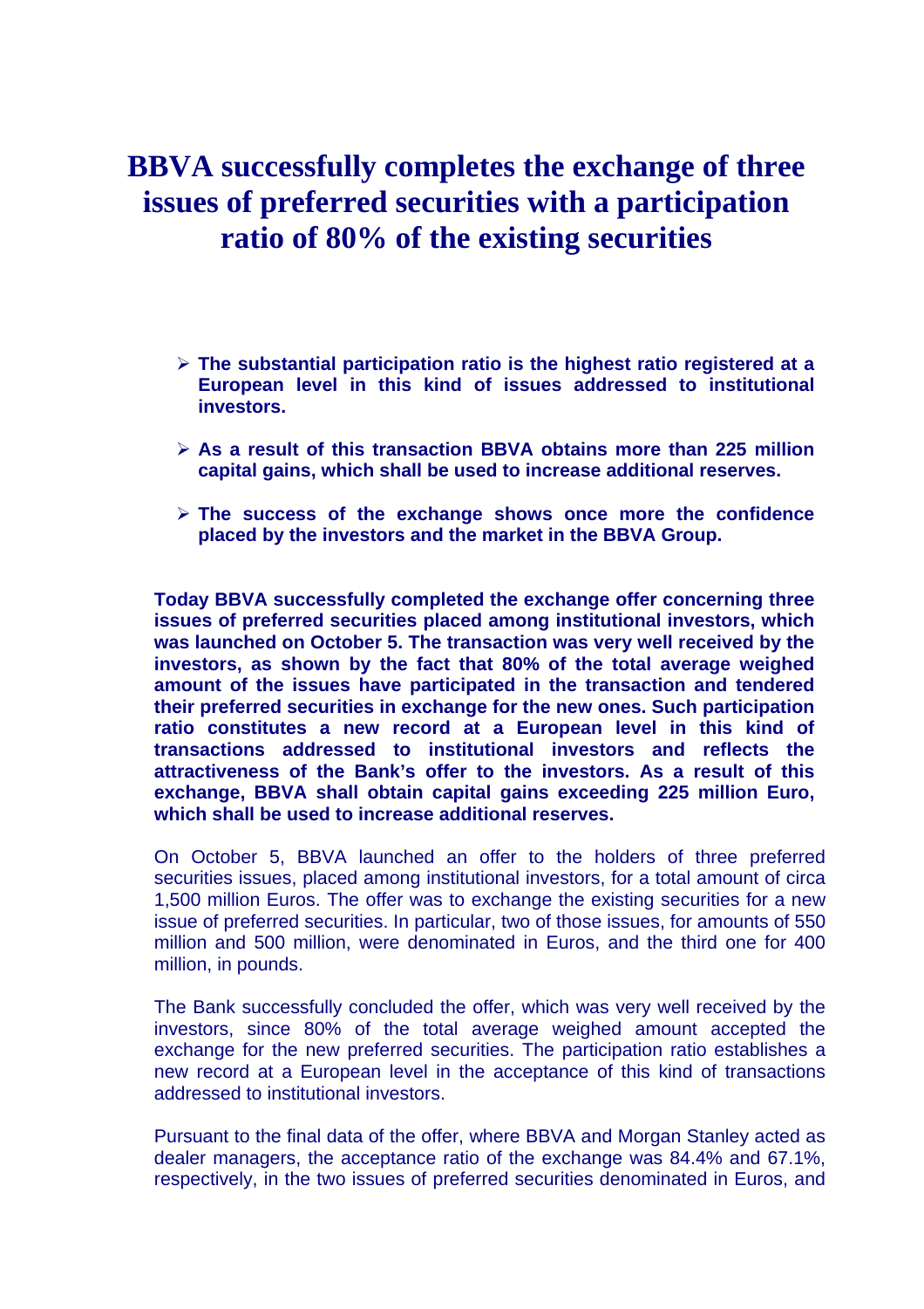# BBVA successfully completes the exchange of three issues of preferred securities with a participation ratio of 80% of the existing securities

- **The substantial participation ratio is the highest ratio registered at a European level in this kind of issues addressed to institutional investors.**
- **As a result of this transaction BBVA obtains more than 225 million capital gains, which shall be used to increase additional reserves.**
- **The success of the exchange shows once more the confidence placed by the investors and the market in the BBVA Group.**

**Today BBVA successfully completed the exchange offer concerning three issues of preferred securities placed among institutional investors, which was launched on October 5. The transaction was very well received by the investors, as shown by the fact that 80% of the total average weighed amount of the issues have participated in the transaction and tendered their preferred securities in exchange for the new ones. Such participation ratio constitutes a new record at a European level in this kind of transactions addressed to institutional investors and reflects the attractiveness of the Bank's offer to the investors. As a result of this exchange, BBVA shall obtain capital gains exceeding 225 million Euro, which shall be used to increase additional reserves.**

On October 5, BBVA launched an offer to the holders of three preferred securities issues, placed among institutional investors, for a total amount of circa 1,500 million Euros. The offer was to exchange the existing securities for a new issue of preferred securities. In particular, two of those issues, for amounts of 550 million and 500 million, were denominated in Euros, and the third one for 400 million, in pounds.

The Bank successfully concluded the offer, which was very well received by the investors, since 80% of the total average weighed amount accepted the exchange for the new preferred securities. The participation ratio establishes a new record at a European level in the acceptance of this kind of transactions addressed to institutional investors.

Pursuant to the final data of the offer, where BBVA and Morgan Stanley acted as dealer managers, the acceptance ratio of the exchange was 84.4% and 67.1%, respectively, in the two issues of preferred securities denominated in Euros, and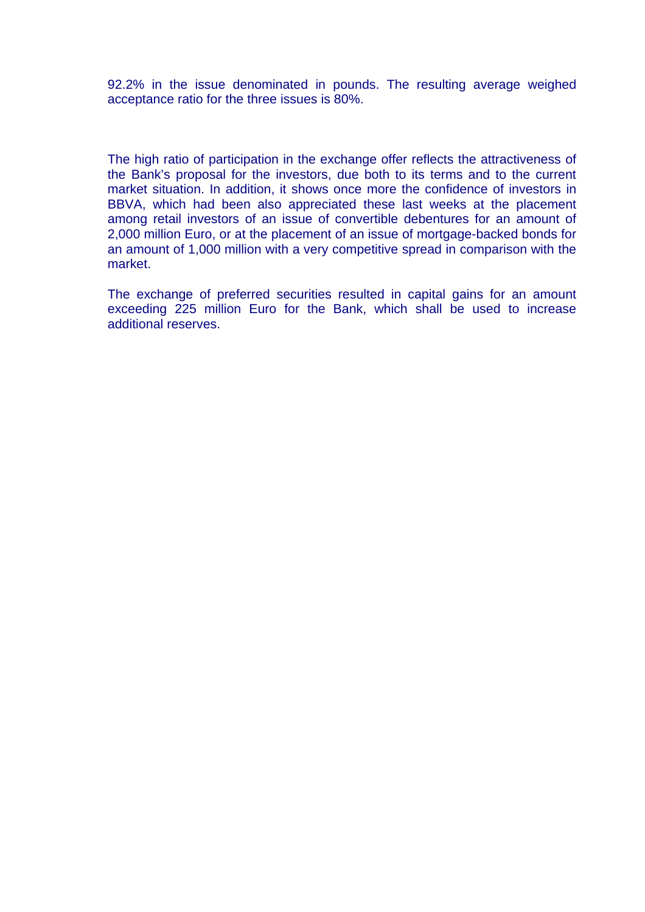92.2% in the issue denominated in pounds. The resulting average weighed acceptance ratio for the three issues is 80%.

The high ratio of participation in the exchange offer reflects the attractiveness of the Bank's proposal for the investors, due both to its terms and to the current market situation. In addition, it shows once more the confidence of investors in BBVA, which had been also appreciated these last weeks at the placement among retail investors of an issue of convertible debentures for an amount of 2,000 million Euro, or at the placement of an issue of mortgage-backed bonds for an amount of 1,000 million with a very competitive spread in comparison with the market.

The exchange of preferred securities resulted in capital gains for an amount exceeding 225 million Euro for the Bank, which shall be used to increase additional reserves.